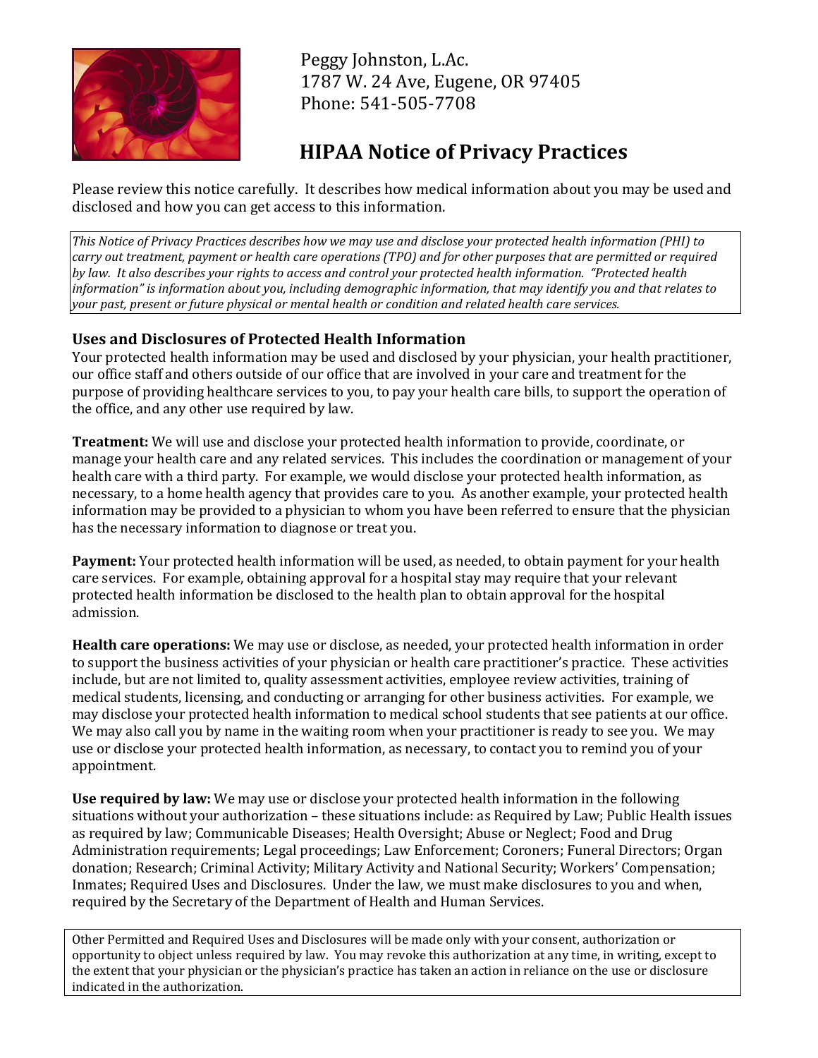Peggy Johnston, L.Ac.
1787 W. 24 Ave, Eugene, OR 97405
Phone: 541-505-7708

# HIPAA Notice of Privacy Practices

Please review this notice carefully. It describes how medical information about you may be used and disclosed and how you can get access to this information.

*This Notice of Privacy Practices describes how we may use and disclose your protected health information (PHI) to carry out treatment, payment or health care operations (TPO) and for other purposes that are permitted or required by law. It also describes your rights to access and control your protected health information. "Protected health information" is information about you, including demographic information, that may identify you and that relates to your past, present or future physical or mental health or condition and related health care services.*

## Uses and Disclosures of Protected Health Information

Your protected health information may be used and disclosed by your physician, your health practitioner, our office staff and others outside of our office that are involved in your care and treatment for the purpose of providing healthcare services to you, to pay your health care bills, to support the operation of the office, and any other use required by law.

**Treatment:** We will use and disclose your protected health information to provide, coordinate, or manage your health care and any related services. This includes the coordination or management of your health care with a third party. For example, we would disclose your protected health information, as necessary, to a home health agency that provides care to you. As another example, your protected health information may be provided to a physician to whom you have been referred to ensure that the physician has the necessary information to diagnose or treat you.

**Payment:** Your protected health information will be used, as needed, to obtain payment for your health care services. For example, obtaining approval for a hospital stay may require that your relevant protected health information be disclosed to the health plan to obtain approval for the hospital admission.

**Health care operations:** We may use or disclose, as needed, your protected health information in order to support the business activities of your physician or health care practitioner's practice. These activities include, but are not limited to, quality assessment activities, employee review activities, training of medical students, licensing, and conducting or arranging for other business activities. For example, we may disclose your protected health information to medical school students that see patients at our office. We may also call you by name in the waiting room when your practitioner is ready to see you. We may use or disclose your protected health information, as necessary, to contact you to remind you of your appointment.

**Use required by law:** We may use or disclose your protected health information in the following situations without your authorization – these situations include: as Required by Law; Public Health issues as required by law; Communicable Diseases; Health Oversight; Abuse or Neglect; Food and Drug Administration requirements; Legal proceedings; Law Enforcement; Coroners; Funeral Directors; Organ donation; Research; Criminal Activity; Military Activity and National Security; Workers' Compensation; Inmates; Required Uses and Disclosures. Under the law, we must make disclosures to you and when, required by the Secretary of the Department of Health and Human Services.

Other Permitted and Required Uses and Disclosures will be made only with your consent, authorization or opportunity to object unless required by law. You may revoke this authorization at any time, in writing, except to the extent that your physician or the physician's practice has taken an action in reliance on the use or disclosure indicated in the authorization.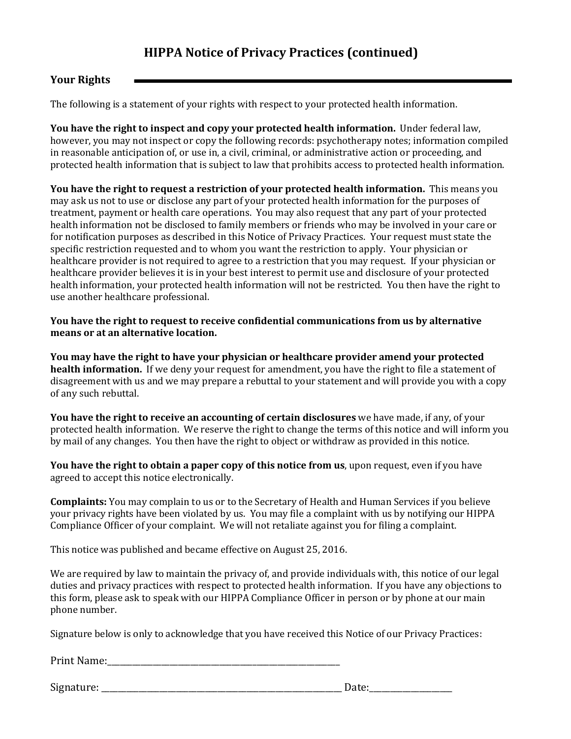# HIPPA Notice of Privacy Practices (continued)

## Your Rights

The following is a statement of your rights with respect to your protected health information.

**You have the right to inspect and copy your protected health information.** Under federal law, however, you may not inspect or copy the following records: psychotherapy notes; information compiled in reasonable anticipation of, or use in, a civil, criminal, or administrative action or proceeding, and protected health information that is subject to law that prohibits access to protected health information.

**You have the right to request a restriction of your protected health information.** This means you may ask us not to use or disclose any part of your protected health information for the purposes of treatment, payment or health care operations. You may also request that any part of your protected health information not be disclosed to family members or friends who may be involved in your care or for notification purposes as described in this Notice of Privacy Practices. Your request must state the specific restriction requested and to whom you want the restriction to apply. Your physician or healthcare provider is not required to agree to a restriction that you may request. If your physician or healthcare provider believes it is in your best interest to permit use and disclosure of your protected health information, your protected health information will not be restricted. You then have the right to use another healthcare professional.

**You have the right to request to receive confidential communications from us by alternative means or at an alternative location.**

**You may have the right to have your physician or healthcare provider amend your protected health information.** If we deny your request for amendment, you have the right to file a statement of disagreement with us and we may prepare a rebuttal to your statement and will provide you with a copy of any such rebuttal.

**You have the right to receive an accounting of certain disclosures** we have made, if any, of your protected health information. We reserve the right to change the terms of this notice and will inform you by mail of any changes. You then have the right to object or withdraw as provided in this notice.

**You have the right to obtain a paper copy of this notice from us**, upon request, even if you have agreed to accept this notice electronically.

**Complaints:** You may complain to us or to the Secretary of Health and Human Services if you believe your privacy rights have been violated by us. You may file a complaint with us by notifying our HIPPA Compliance Officer of your complaint. We will not retaliate against you for filing a complaint.

This notice was published and became effective on August 25, 2016.

We are required by law to maintain the privacy of, and provide individuals with, this notice of our legal duties and privacy practices with respect to protected health information. If you have any objections to this form, please ask to speak with our HIPPA Compliance Officer in person or by phone at our main phone number.

Signature below is only to acknowledge that you have received this Notice of our Privacy Practices:

Print Name:_______________________________________________

Signature: _________________________________________________ Date:________________